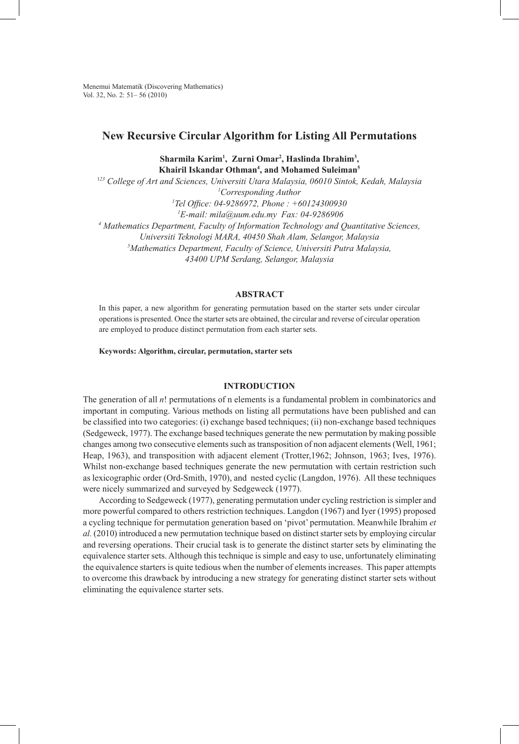# New Recursive Circular Algorithm for Listing All Permutations

**Sharmila Karim[1], Zurni Omar[2], Haslinda Ibrahim[3], Khairil Iskandar Othman[4], and Mohamed Suleiman[5]**

*[123] College of Art and Sciences, Universiti Utara Malaysia, 06010 Sintok, Kedah, Malaysia*
*[1]Corresponding Author*
*[1]Tel Office: 04-9286972, Phone : +60124300930*
*[1]E-mail: mila@uum.edu.my Fax: 04-9286906*
*[4] Mathematics Department, Faculty of Information Technology and Quantitative Sciences, Universiti Teknologi MARA, 40450 Shah Alam, Selangor, Malaysia*
*[5]Mathematics Department, Faculty of Science, Universiti Putra Malaysia, 43400 UPM Serdang, Selangor, Malaysia*

## ABSTRACT

In this paper, a new algorithm for generating permutation based on the starter sets under circular operations is presented. Once the starter sets are obtained, the circular and reverse of circular operation are employed to produce distinct permutation from each starter sets.

**Keywords: Algorithm, circular, permutation, starter sets**

## INTRODUCTION

The generation of all $n$! permutations of n elements is a fundamental problem in combinatorics and important in computing. Various methods on listing all permutations have been published and can be classified into two categories: (i) exchange based techniques; (ii) non-exchange based techniques (Sedgeweck, 1977). The exchange based techniques generate the new permutation by making possible changes among two consecutive elements such as transposition of non adjacent elements (Well, 1961; Heap, 1963), and transposition with adjacent element (Trotter,1962; Johnson, 1963; Ives, 1976). Whilst non-exchange based techniques generate the new permutation with certain restriction such as lexicographic order (Ord-Smith, 1970), and nested cyclic (Langdon, 1976). All these techniques were nicely summarized and surveyed by Sedgeweck (1977).

According to Sedgeweck (1977), generating permutation under cycling restriction is simpler and more powerful compared to others restriction techniques. Langdon (1967) and Iyer (1995) proposed a cycling technique for permutation generation based on 'pivot' permutation. Meanwhile Ibrahim *et al.* (2010) introduced a new permutation technique based on distinct starter sets by employing circular and reversing operations. Their crucial task is to generate the distinct starter sets by eliminating the equivalence starter sets. Although this technique is simple and easy to use, unfortunately eliminating the equivalence starters is quite tedious when the number of elements increases. This paper attempts to overcome this drawback by introducing a new strategy for generating distinct starter sets without eliminating the equivalence starter sets.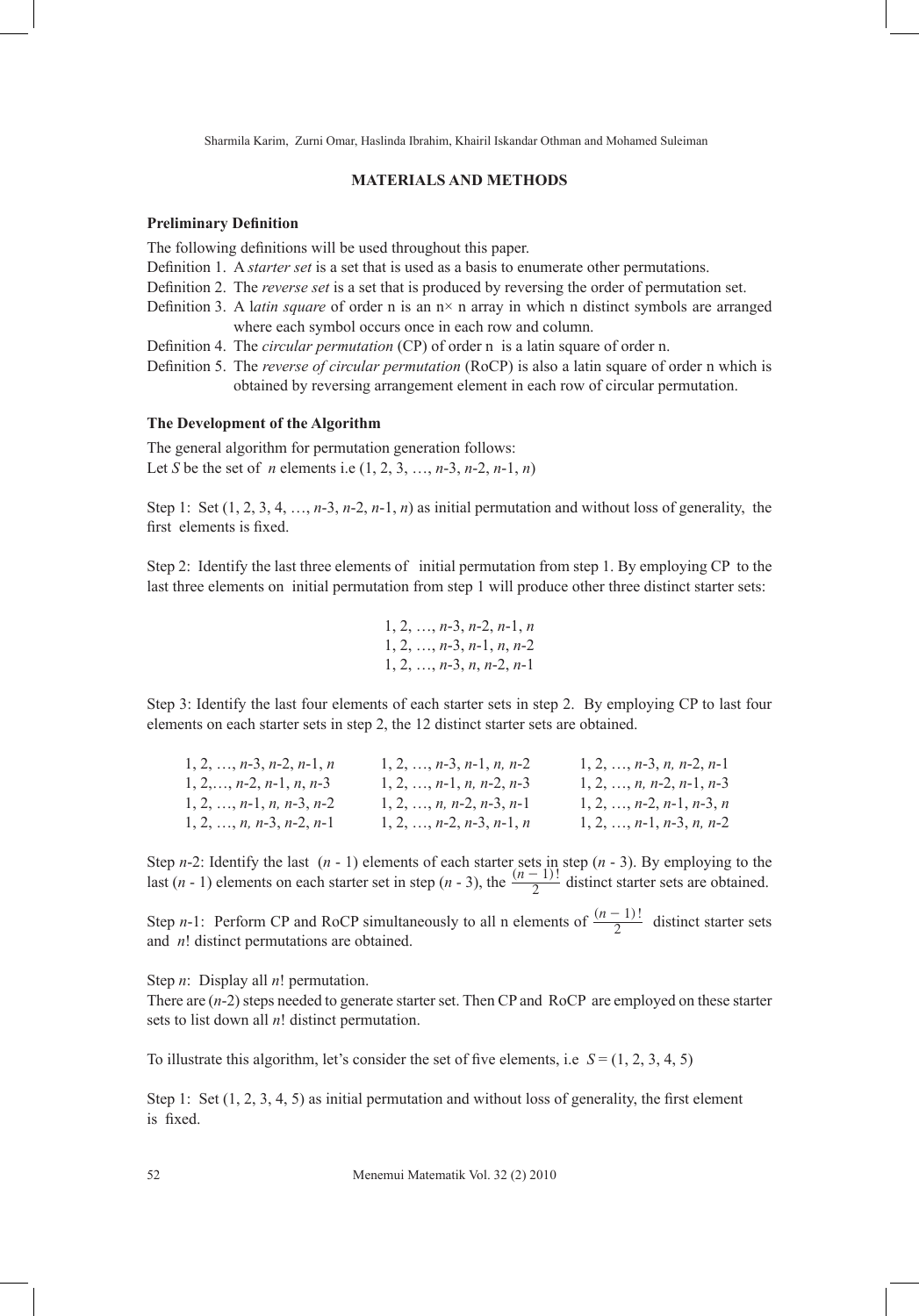## MATERIALS AND METHODS

### Preliminary Definition

The following definitions will be used throughout this paper.

Definition 1. A *starter set* is a set that is used as a basis to enumerate other permutations.

Definition 2. The *reverse set* is a set that is produced by reversing the order of permutation set.

Definition 3. A l*atin square* of order n is an n× n array in which n distinct symbols are arranged where each symbol occurs once in each row and column.

Definition 4. The *circular permutation* (CP) of order n is a latin square of order n.

Definition 5. The *reverse of circular permutation* (RoCP) is also a latin square of order n which is obtained by reversing arrangement element in each row of circular permutation.

### The Development of the Algorithm

The general algorithm for permutation generation follows:
Let $S$ be the set of $n$ elements i.e $(1, 2, 3, \ldots, n\text{-}3, n\text{-}2, n\text{-}1, n)$

Step 1: Set $(1, 2, 3, 4, \ldots, n\text{-}3, n\text{-}2, n\text{-}1, n)$ as initial permutation and without loss of generality, the first elements is fixed.

Step 2: Identify the last three elements of initial permutation from step 1. By employing CP to the last three elements on initial permutation from step 1 will produce other three distinct starter sets:

$1, 2, \ldots, n\text{-}3, n\text{-}2, n\text{-}1, n$
$1, 2, \ldots, n\text{-}3, n\text{-}1, n, n\text{-}2$
$1, 2, \ldots, n\text{-}3, n, n\text{-}2, n\text{-}1$

Step 3: Identify the last four elements of each starter sets in step 2. By employing CP to last four elements on each starter sets in step 2, the 12 distinct starter sets are obtained.

| | | |
|---|---|---|
| $1, 2, \ldots, n\text{-}3, n\text{-}2, n\text{-}1, n$ | $1, 2, \ldots, n\text{-}3, n\text{-}1, n, n\text{-}2$ | $1, 2, \ldots, n\text{-}3, n, n\text{-}2, n\text{-}1$ |
| $1, 2, \ldots, n\text{-}2, n\text{-}1, n, n\text{-}3$ | $1, 2, \ldots, n\text{-}1, n, n\text{-}2, n\text{-}3$ | $1, 2, \ldots, n, n\text{-}2, n\text{-}1, n\text{-}3$ |
| $1, 2, \ldots, n\text{-}1, n, n\text{-}3, n\text{-}2$ | $1, 2, \ldots, n, n\text{-}2, n\text{-}3, n\text{-}1$ | $1, 2, \ldots, n\text{-}2, n\text{-}1, n\text{-}3, n$ |
| $1, 2, \ldots, n, n\text{-}3, n\text{-}2, n\text{-}1$ | $1, 2, \ldots, n\text{-}2, n\text{-}3, n\text{-}1, n$ | $1, 2, \ldots, n\text{-}1, n\text{-}3, n, n\text{-}2$ |

Step $n$-2: Identify the last $(n - 1)$ elements of each starter sets in step $(n - 3)$. By employing to the last $(n - 1)$ elements on each starter set in step $(n - 3)$, the $\frac{(n-1)!}{2}$ distinct starter sets are obtained.

Step $n$-1: Perform CP and RoCP simultaneously to all n elements of $\frac{(n-1)!}{2}$ distinct starter sets and $n!$ distinct permutations are obtained.

Step $n$: Display all $n!$ permutation.

There are $(n\text{-}2)$ steps needed to generate starter set. Then CP and RoCP are employed on these starter sets to list down all $n!$ distinct permutation.

To illustrate this algorithm, let's consider the set of five elements, i.e $S = (1, 2, 3, 4, 5)$

Step 1: Set (1, 2, 3, 4, 5) as initial permutation and without loss of generality, the first element is fixed.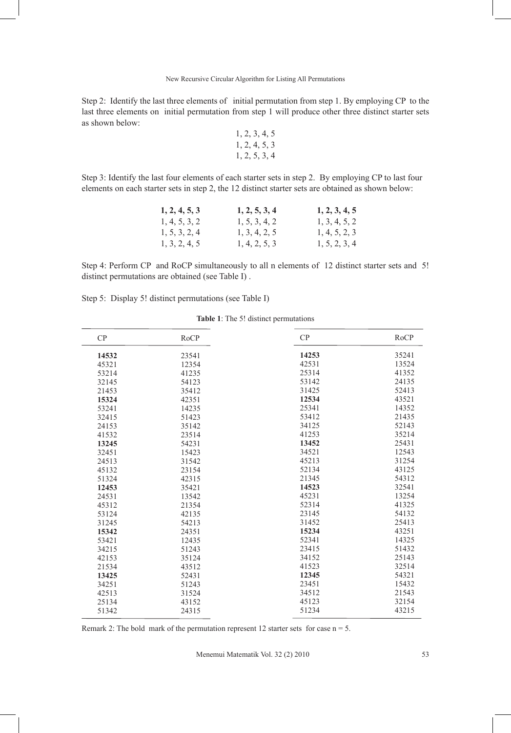Step 2: Identify the last three elements of initial permutation from step 1. By employing CP to the last three elements on initial permutation from step 1 will produce other three distinct starter sets as shown below:

1, 2, 3, 4, 5
1, 2, 4, 5, 3
1, 2, 5, 3, 4

Step 3: Identify the last four elements of each starter sets in step 2. By employing CP to last four elements on each starter sets in step 2, the 12 distinct starter sets are obtained as shown below:

| | | |
|---|---|---|
| **1, 2, 4, 5, 3** | **1, 2, 5, 3, 4** | **1, 2, 3, 4, 5** |
| 1, 4, 5, 3, 2 | 1, 5, 3, 4, 2 | 1, 3, 4, 5, 2 |
| 1, 5, 3, 2, 4 | 1, 3, 4, 2, 5 | 1, 4, 5, 2, 3 |
| 1, 3, 2, 4, 5 | 1, 4, 2, 5, 3 | 1, 5, 2, 3, 4 |

Step 4: Perform CP and RoCP simultaneously to all n elements of 12 distinct starter sets and 5! distinct permutations are obtained (see Table I) .

Step 5: Display 5! distinct permutations (see Table I)

**Table 1**: The 5! distinct permutations

| CP | RoCP | CP | RoCP |
|---|---|---|---|
| **14532** | 23541 | **14253** | 35241 |
| 45321 | 12354 | 42531 | 13524 |
| 53214 | 41235 | 25314 | 41352 |
| 32145 | 54123 | 53142 | 24135 |
| 21453 | 35412 | 31425 | 52413 |
| **15324** | 42351 | **12534** | 43521 |
| 53241 | 14235 | 25341 | 14352 |
| 32415 | 51423 | 53412 | 21435 |
| 24153 | 35142 | 34125 | 52143 |
| 41532 | 23514 | 41253 | 35214 |
| **13245** | 54231 | **13452** | 25431 |
| 32451 | 15423 | 34521 | 12543 |
| 24513 | 31542 | 45213 | 31254 |
| 45132 | 23154 | 52134 | 43125 |
| 51324 | 42315 | 21345 | 54312 |
| **12453** | 35421 | **14523** | 32541 |
| 24531 | 13542 | 45231 | 13254 |
| 45312 | 21354 | 52314 | 41325 |
| 53124 | 42135 | 23145 | 54132 |
| 31245 | 54213 | 31452 | 25413 |
| **15342** | 24351 | **15234** | 43251 |
| 53421 | 12435 | 52341 | 14325 |
| 34215 | 51243 | 23415 | 51432 |
| 42153 | 35124 | 34152 | 25143 |
| 21534 | 43512 | 41523 | 32514 |
| **13425** | 52431 | **12345** | 54321 |
| 34251 | 51243 | 23451 | 15432 |
| 42513 | 31524 | 34512 | 21543 |
| 25134 | 43152 | 45123 | 32154 |
| 51342 | 24315 | 51234 | 43215 |

Remark 2: The bold mark of the permutation represent 12 starter sets for case n = 5.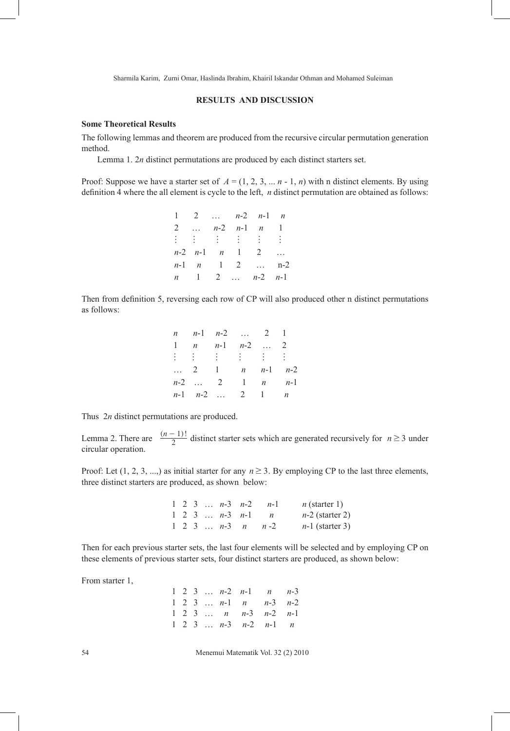## RESULTS AND DISCUSSION

### Some Theoretical Results

The following lemmas and theorem are produced from the recursive circular permutation generation method.

Lemma 1. $2n$ distinct permutations are produced by each distinct starters set.

Proof: Suppose we have a starter set of $A = (1, 2, 3, ... n - 1, n)$ with n distinct elements. By using definition 4 where the all element is cycle to the left, $n$ distinct permutation are obtained as follows:

$$
\begin{array}{cccccc}
1 & 2 & \dots & n\text{-}2 & n\text{-}1 & n \\
2 & \dots & n\text{-}2 & n\text{-}1 & n & 1 \\
\vdots & \vdots & \vdots & \vdots & \vdots & \vdots \\
n\text{-}2 & n\text{-}1 & n & 1 & 2 & \dots \\
n\text{-}1 & n & 1 & 2 & \dots & \text{n-}2 \\
n & 1 & 2 & \dots & n\text{-}2 & n\text{-}1
\end{array}
$$

Then from definition 5, reversing each row of CP will also produced other n distinct permutations as follows:

$$
\begin{array}{cccccc}
n & n\text{-}1 & n\text{-}2 & \dots & 2 & 1 \\
1 & n & n\text{-}1 & n\text{-}2 & \dots & 2 \\
\vdots & \vdots & \vdots & \vdots & \vdots & \vdots \\
\dots & 2 & 1 & n & n\text{-}1 & n\text{-}2 \\
n\text{-}2 & \dots & 2 & 1 & n & n\text{-}1 \\
n\text{-}1 & n\text{-}2 & \dots & 2 & 1 & n
\end{array}
$$

Thus $2n$ distinct permutations are produced.

Lemma 2. There are $\frac{(n-1)!}{2}$ distinct starter sets which are generated recursively for $n \geq 3$ under circular operation.

Proof: Let (1, 2, 3, ...,) as initial starter for any $n \geq 3$. By employing CP to the last three elements, three distinct starters are produced, as shown below:

$$
\begin{array}{cccccccc}
1 & 2 & 3 & \dots & n\text{-}3 & n\text{-}2 & n\text{-}1 & n \text{ (starter 1)} \\
1 & 2 & 3 & \dots & n\text{-}3 & n\text{-}1 & n & n\text{-}2 \text{ (starter 2)} \\
1 & 2 & 3 & \dots & n\text{-}3 & n & n\text{-}2 & n\text{-}1 \text{ (starter 3)}
\end{array}
$$

Then for each previous starter sets, the last four elements will be selected and by employing CP on these elements of previous starter sets, four distinct starters are produced, as shown below:

From starter 1,

$$
\begin{array}{cccccccc}
1 & 2 & 3 & \dots & n\text{-}2 & n\text{-}1 & n & n\text{-}3 \\
1 & 2 & 3 & \dots & n\text{-}1 & n & n\text{-}3 & n\text{-}2 \\
1 & 2 & 3 & \dots & n & n\text{-}3 & n\text{-}2 & n\text{-}1 \\
1 & 2 & 3 & \dots & n\text{-}3 & n\text{-}2 & n\text{-}1 & n
\end{array}
$$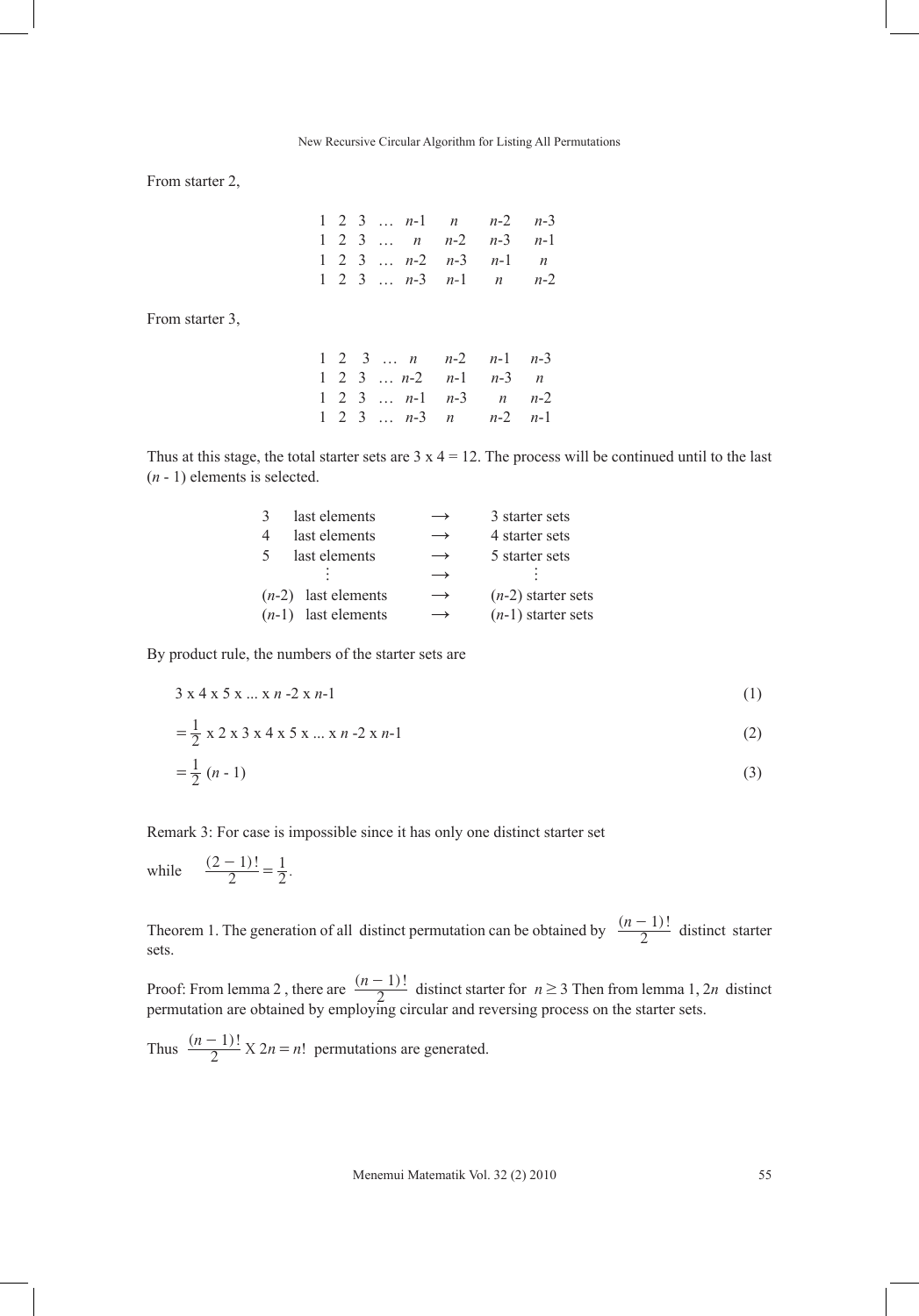From starter 2,

$$
\begin{array}{cccccccc}
1 & 2 & 3 & \ldots & n\text{-}1 & n & n\text{-}2 & n\text{-}3 \\
1 & 2 & 3 & \ldots & n & n\text{-}2 & n\text{-}3 & n\text{-}1 \\
1 & 2 & 3 & \ldots & n\text{-}2 & n\text{-}3 & n\text{-}1 & n \\
1 & 2 & 3 & \ldots & n\text{-}3 & n\text{-}1 & n & n\text{-}2
\end{array}
$$

From starter 3,

$$
\begin{array}{cccccccc}
1 & 2 & 3 & \ldots & n & n\text{-}2 & n\text{-}1 & n\text{-}3 \\
1 & 2 & 3 & \ldots & n\text{-}2 & n\text{-}1 & n\text{-}3 & n \\
1 & 2 & 3 & \ldots & n\text{-}1 & n\text{-}3 & n & n\text{-}2 \\
1 & 2 & 3 & \ldots & n\text{-}3 & n & n\text{-}2 & n\text{-}1
\end{array}
$$

Thus at this stage, the total starter sets are 3 x 4 = 12. The process will be continued until to the last ($n$ - 1) elements is selected.

$$
\begin{array}{lcl}
3 \text{ last elements} & \rightarrow & 3 \text{ starter sets} \\
4 \text{ last elements} & \rightarrow & 4 \text{ starter sets} \\
5 \text{ last elements} & \rightarrow & 5 \text{ starter sets} \\
\vdots & \rightarrow & \vdots \\
(n\text{-}2) \text{ last elements} & \rightarrow & (n\text{-}2) \text{ starter sets} \\
(n\text{-}1) \text{ last elements} & \rightarrow & (n\text{-}1) \text{ starter sets}
\end{array}
$$

By product rule, the numbers of the starter sets are

$$3 \text{ x } 4 \text{ x } 5 \text{ x} \ldots \text{x } n \text{ -}2 \text{ x } n\text{-}1 \tag{1}$$

$$= \frac{1}{2} \text{ x } 2 \text{ x } 3 \text{ x } 4 \text{ x } 5 \text{ x} \ldots \text{x } n \text{ -}2 \text{ x } n\text{-}1 \tag{2}$$

$$= \frac{1}{2} \ (n \text{ - } 1) \tag{3}$$

Remark 3: For case is impossible since it has only one distinct starter set

while $\quad \frac{(2-1)!}{2} = \frac{1}{2}$.

Theorem 1. The generation of all distinct permutation can be obtained by $\frac{(n-1)!}{2}$ distinct starter sets.

Proof: From lemma 2 , there are $\frac{(n-1)!}{2}$ distinct starter for $n \geq 3$ Then from lemma 1, $2n$ distinct permutation are obtained by employing circular and reversing process on the starter sets.

Thus $\frac{(n-1)!}{2}$ X $2n = n!$ permutations are generated.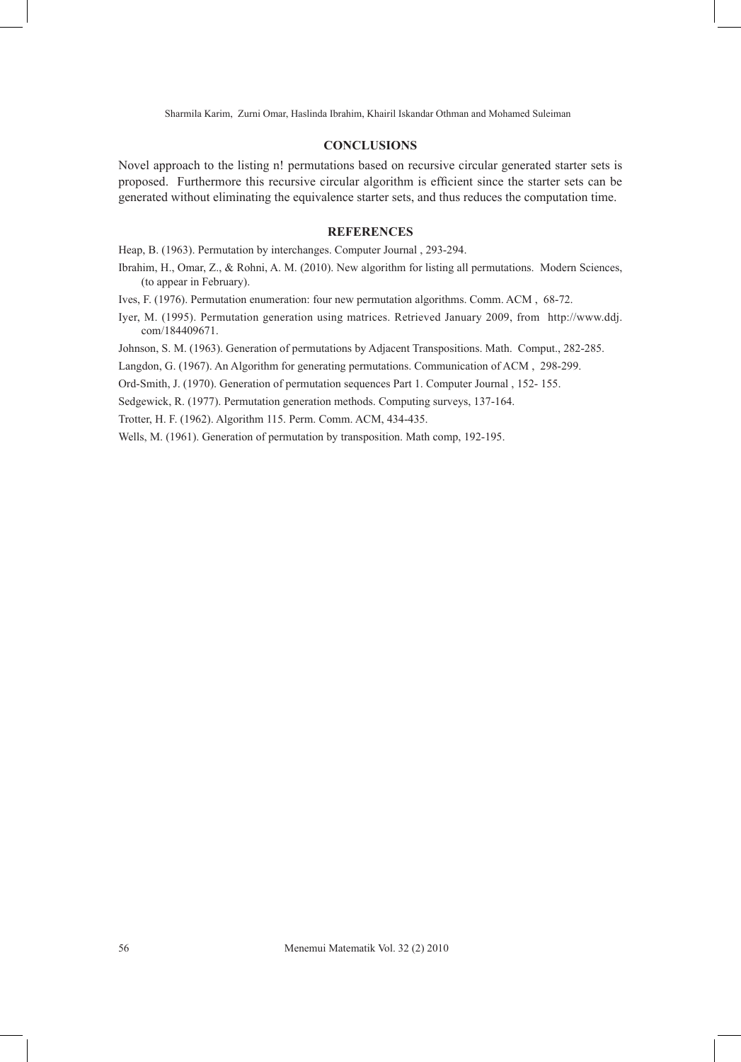## CONCLUSIONS

Novel approach to the listing n! permutations based on recursive circular generated starter sets is proposed. Furthermore this recursive circular algorithm is efficient since the starter sets can be generated without eliminating the equivalence starter sets, and thus reduces the computation time.

## REFERENCES

Heap, B. (1963). Permutation by interchanges. Computer Journal , 293-294.

Ibrahim, H., Omar, Z., & Rohni, A. M. (2010). New algorithm for listing all permutations. Modern Sciences, (to appear in February).

Ives, F. (1976). Permutation enumeration: four new permutation algorithms. Comm. ACM , 68-72.

Iyer, M. (1995). Permutation generation using matrices. Retrieved January 2009, from http://www.ddj.com/184409671.

Johnson, S. M. (1963). Generation of permutations by Adjacent Transpositions. Math. Comput., 282-285.

Langdon, G. (1967). An Algorithm for generating permutations. Communication of ACM , 298-299.

Ord-Smith, J. (1970). Generation of permutation sequences Part 1. Computer Journal , 152- 155.

Sedgewick, R. (1977). Permutation generation methods. Computing surveys, 137-164.

Trotter, H. F. (1962). Algorithm 115. Perm. Comm. ACM, 434-435.

Wells, M. (1961). Generation of permutation by transposition. Math comp, 192-195.